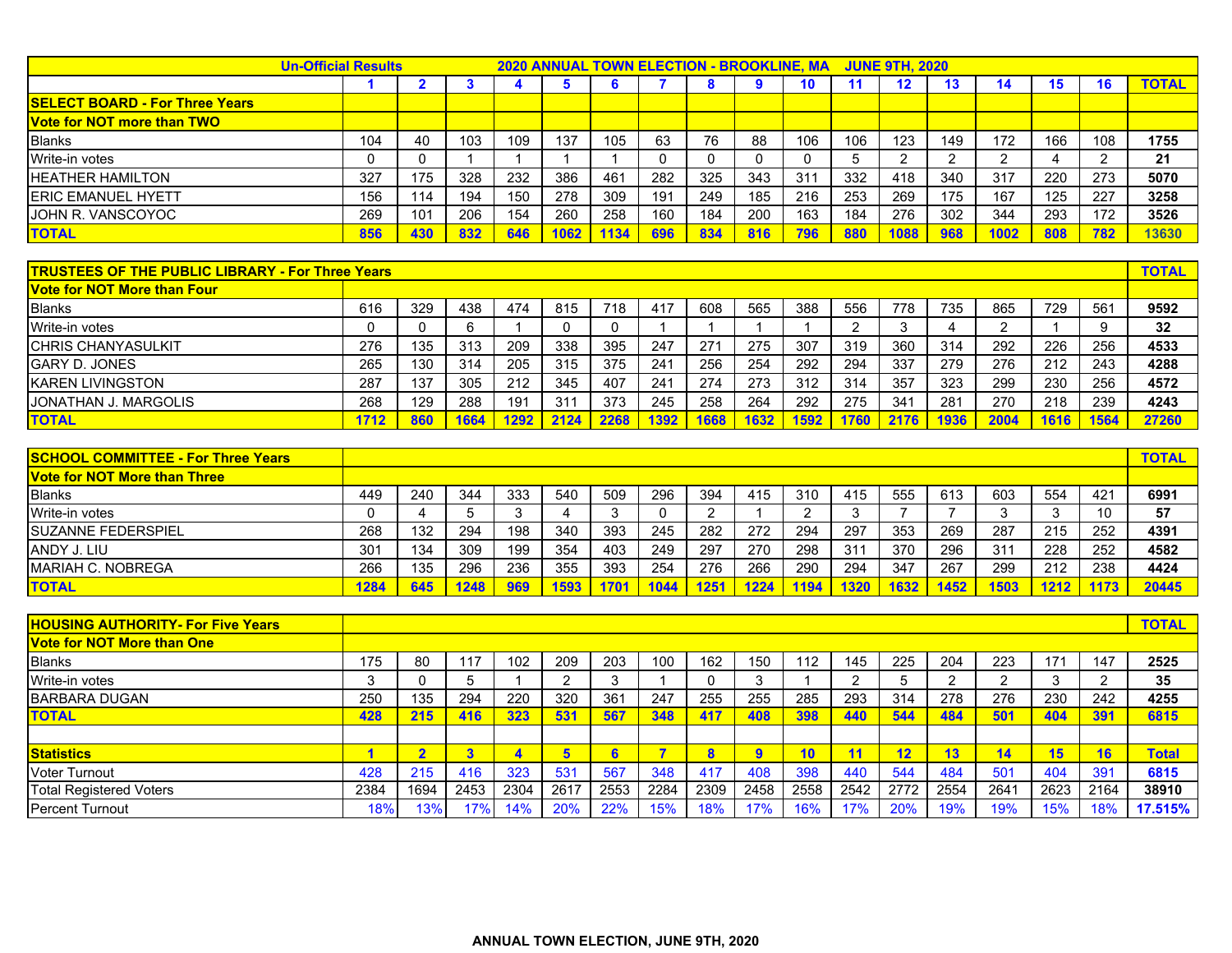| Un-Official Results | 2020 ANNUAL TOWN ELECTION - BROOKLINE, MA JUNE 9TH, 2020 | | | | | | | | | | | | | | | | |
|---|---|---|---|---|---|---|---|---|---|---|---|---|---|---|---|---|---|
| | 1 | 2 | 3 | 4 | 5 | 6 | 7 | 8 | 9 | 10 | 11 | 12 | 13 | 14 | 15 | 16 | TOTAL |
| **SELECT BOARD - For Three Years** | | | | | | | | | | | | | | | | | |
| **Vote for NOT more than TWO** | | | | | | | | | | | | | | | | | |
| Blanks | 104 | 40 | 103 | 109 | 137 | 105 | 63 | 76 | 88 | 106 | 106 | 123 | 149 | 172 | 166 | 108 | **1755** |
| Write-in votes | 0 | 0 | 1 | 1 | 1 | 1 | 0 | 0 | 0 | 0 | 5 | 2 | 2 | 2 | 4 | 2 | **21** |
| HEATHER HAMILTON | 327 | 175 | 328 | 232 | 386 | 461 | 282 | 325 | 343 | 311 | 332 | 418 | 340 | 317 | 220 | 273 | **5070** |
| ERIC EMANUEL HYETT | 156 | 114 | 194 | 150 | 278 | 309 | 191 | 249 | 185 | 216 | 253 | 269 | 175 | 167 | 125 | 227 | **3258** |
| JOHN R. VANSCOYOC | 269 | 101 | 206 | 154 | 260 | 258 | 160 | 184 | 200 | 163 | 184 | 276 | 302 | 344 | 293 | 172 | **3526** |
| **TOTAL** | **856** | **430** | **832** | **646** | **1062** | **1134** | **696** | **834** | **816** | **796** | **880** | **1088** | **968** | **1002** | **808** | **782** | **13630** |

| TRUSTEES OF THE PUBLIC LIBRARY - For Three Years | | | | | | | | | | | | | | | | | TOTAL |
|---|---|---|---|---|---|---|---|---|---|---|---|---|---|---|---|---|---|
| **Vote for NOT More than Four** | | | | | | | | | | | | | | | | | |
| Blanks | 616 | 329 | 438 | 474 | 815 | 718 | 417 | 608 | 565 | 388 | 556 | 778 | 735 | 865 | 729 | 561 | **9592** |
| Write-in votes | 0 | 0 | 6 | 1 | 0 | 0 | 1 | 1 | 1 | 1 | 2 | 3 | 4 | 2 | 1 | 9 | **32** |
| CHRIS CHANYASULKIT | 276 | 135 | 313 | 209 | 338 | 395 | 247 | 271 | 275 | 307 | 319 | 360 | 314 | 292 | 226 | 256 | **4533** |
| GARY D. JONES | 265 | 130 | 314 | 205 | 315 | 375 | 241 | 256 | 254 | 292 | 294 | 337 | 279 | 276 | 212 | 243 | **4288** |
| KAREN LIVINGSTON | 287 | 137 | 305 | 212 | 345 | 407 | 241 | 274 | 273 | 312 | 314 | 357 | 323 | 299 | 230 | 256 | **4572** |
| JONATHAN J. MARGOLIS | 268 | 129 | 288 | 191 | 311 | 373 | 245 | 258 | 264 | 292 | 275 | 341 | 281 | 270 | 218 | 239 | **4243** |
| **TOTAL** | **1712** | **860** | **1664** | **1292** | **2124** | **2268** | **1392** | **1668** | **1632** | **1592** | **1760** | **2176** | **1936** | **2004** | **1616** | **1564** | **27260** |

| SCHOOL COMMITTEE - For Three Years | | | | | | | | | | | | | | | | | TOTAL |
|---|---|---|---|---|---|---|---|---|---|---|---|---|---|---|---|---|---|
| **Vote for NOT More than Three** | | | | | | | | | | | | | | | | | |
| Blanks | 449 | 240 | 344 | 333 | 540 | 509 | 296 | 394 | 415 | 310 | 415 | 555 | 613 | 603 | 554 | 421 | **6991** |
| Write-in votes | 0 | 4 | 5 | 3 | 4 | 3 | 0 | 2 | 1 | 2 | 3 | 7 | 7 | 3 | 3 | 10 | **57** |
| SUZANNE FEDERSPIEL | 268 | 132 | 294 | 198 | 340 | 393 | 245 | 282 | 272 | 294 | 297 | 353 | 269 | 287 | 215 | 252 | **4391** |
| ANDY J. LIU | 301 | 134 | 309 | 199 | 354 | 403 | 249 | 297 | 270 | 298 | 311 | 370 | 296 | 311 | 228 | 252 | **4582** |
| MARIAH C. NOBREGA | 266 | 135 | 296 | 236 | 355 | 393 | 254 | 276 | 266 | 290 | 294 | 347 | 267 | 299 | 212 | 238 | **4424** |
| **TOTAL** | **1284** | **645** | **1248** | **969** | **1593** | **1701** | **1044** | **1251** | **1224** | **1194** | **1320** | **1632** | **1452** | **1503** | **1212** | **1173** | **20445** |

| HOUSING AUTHORITY- For Five Years | | | | | | | | | | | | | | | | | TOTAL |
|---|---|---|---|---|---|---|---|---|---|---|---|---|---|---|---|---|---|
| **Vote for NOT More than One** | | | | | | | | | | | | | | | | | |
| Blanks | 175 | 80 | 117 | 102 | 209 | 203 | 100 | 162 | 150 | 112 | 145 | 225 | 204 | 223 | 171 | 147 | **2525** |
| Write-in votes | 3 | 0 | 5 | 1 | 2 | 3 | 1 | 0 | 3 | 1 | 2 | 5 | 2 | 2 | 3 | 2 | **35** |
| BARBARA DUGAN | 250 | 135 | 294 | 220 | 320 | 361 | 247 | 255 | 255 | 285 | 293 | 314 | 278 | 276 | 230 | 242 | **4255** |
| **TOTAL** | **428** | **215** | **416** | **323** | **531** | **567** | **348** | **417** | **408** | **398** | **440** | **544** | **484** | **501** | **404** | **391** | **6815** |

| Statistics | 1 | 2 | 3 | 4 | 5 | 6 | 7 | 8 | 9 | 10 | 11 | 12 | 13 | 14 | 15 | 16 | Total |
|---|---|---|---|---|---|---|---|---|---|---|---|---|---|---|---|---|---|
| Voter Turnout | 428 | 215 | 416 | 323 | 531 | 567 | 348 | 417 | 408 | 398 | 440 | 544 | 484 | 501 | 404 | 391 | **6815** |
| Total Registered Voters | 2384 | 1694 | 2453 | 2304 | 2617 | 2553 | 2284 | 2309 | 2458 | 2558 | 2542 | 2772 | 2554 | 2641 | 2623 | 2164 | **38910** |
| Percent Turnout | 18% | 13% | 17% | 14% | 20% | 22% | 15% | 18% | 17% | 16% | 17% | 20% | 19% | 19% | 15% | 18% | **17.515%** |

**ANNUAL TOWN ELECTION, JUNE 9TH, 2020**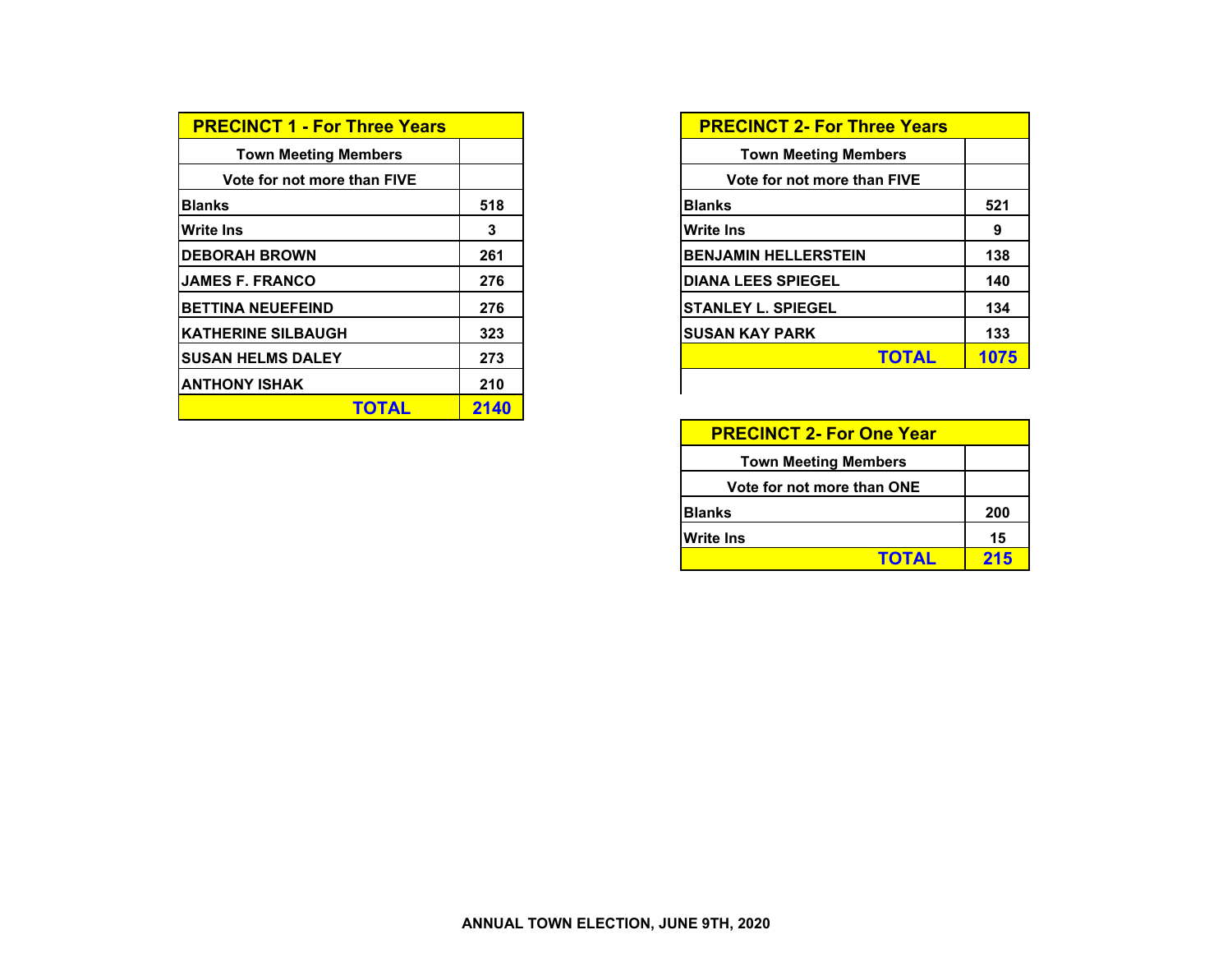| PRECINCT 1 - For Three Years | |
|---|---|
| Town Meeting Members | |
| Vote for not more than FIVE | |
| Blanks | 518 |
| Write Ins | 3 |
| DEBORAH BROWN | 261 |
| JAMES F. FRANCO | 276 |
| BETTINA NEUEFEIND | 276 |
| KATHERINE SILBAUGH | 323 |
| SUSAN HELMS DALEY | 273 |
| ANTHONY ISHAK | 210 |
| TOTAL | 2140 |

| PRECINCT 2- For Three Years | |
|---|---|
| Town Meeting Members | |
| Vote for not more than FIVE | |
| Blanks | 521 |
| Write Ins | 9 |
| BENJAMIN HELLERSTEIN | 138 |
| DIANA LEES SPIEGEL | 140 |
| STANLEY L. SPIEGEL | 134 |
| SUSAN KAY PARK | 133 |
| TOTAL | 1075 |

| PRECINCT 2- For One Year | |
|---|---|
| Town Meeting Members | |
| Vote for not more than ONE | |
| Blanks | 200 |
| Write Ins | 15 |
| TOTAL | 215 |

ANNUAL TOWN ELECTION, JUNE 9TH, 2020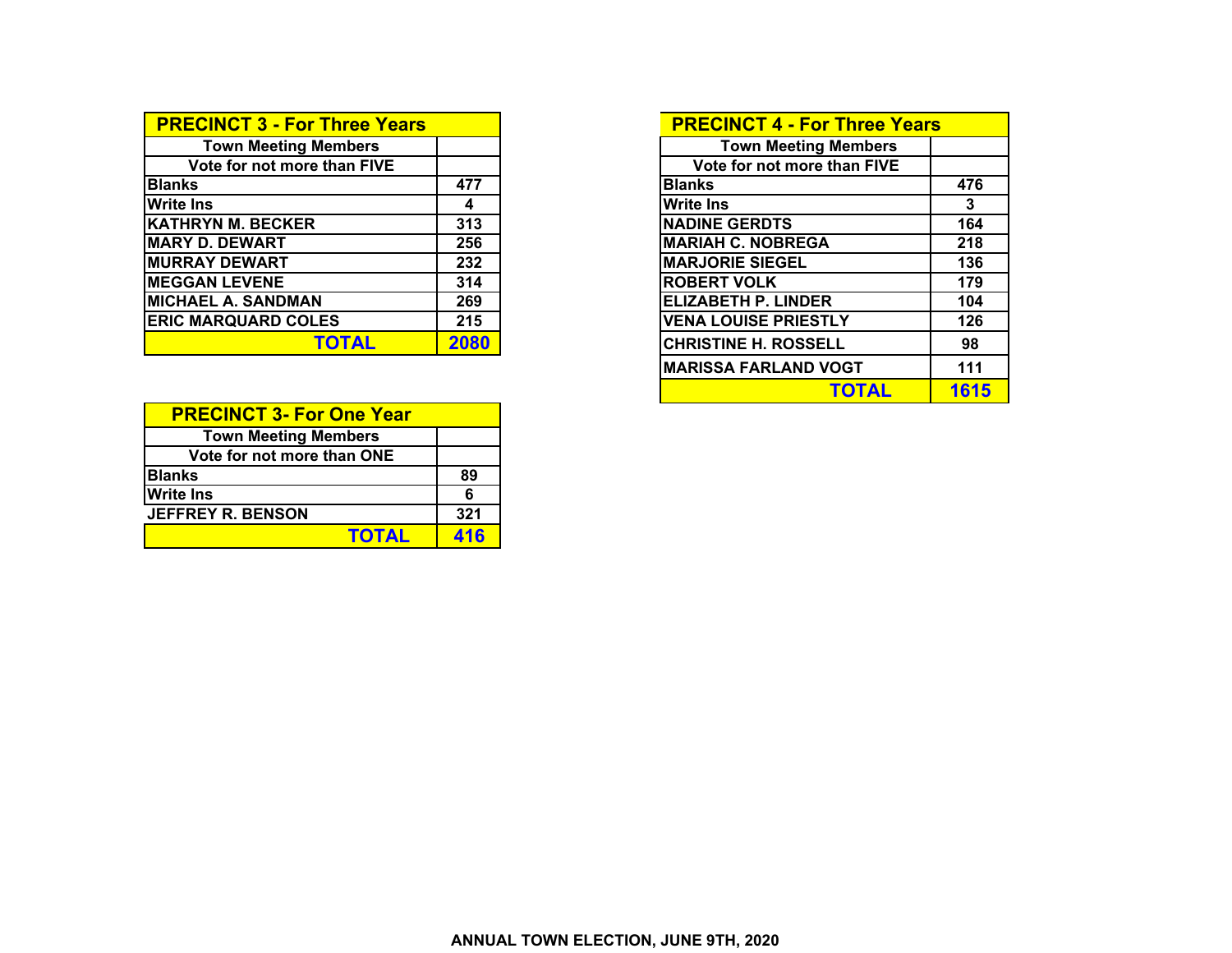| PRECINCT 3 - For Three Years | |
|---|---|
| Town Meeting Members | |
| Vote for not more than FIVE | |
| Blanks | 477 |
| Write Ins | 4 |
| KATHRYN M. BECKER | 313 |
| MARY D. DEWART | 256 |
| MURRAY DEWART | 232 |
| MEGGAN LEVENE | 314 |
| MICHAEL A. SANDMAN | 269 |
| ERIC MARQUARD COLES | 215 |
| **TOTAL** | **2080** |

| PRECINCT 3- For One Year | |
|---|---|
| Town Meeting Members | |
| Vote for not more than ONE | |
| Blanks | 89 |
| Write Ins | 6 |
| JEFFREY R. BENSON | 321 |
| **TOTAL** | **416** |

| PRECINCT 4 - For Three Years | |
|---|---|
| Town Meeting Members | |
| Vote for not more than FIVE | |
| Blanks | 476 |
| Write Ins | 3 |
| NADINE GERDTS | 164 |
| MARIAH C. NOBREGA | 218 |
| MARJORIE SIEGEL | 136 |
| ROBERT VOLK | 179 |
| ELIZABETH P. LINDER | 104 |
| VENA LOUISE PRIESTLY | 126 |
| CHRISTINE H. ROSSELL | 98 |
| MARISSA FARLAND VOGT | 111 |
| **TOTAL** | **1615** |

**ANNUAL TOWN ELECTION, JUNE 9TH, 2020**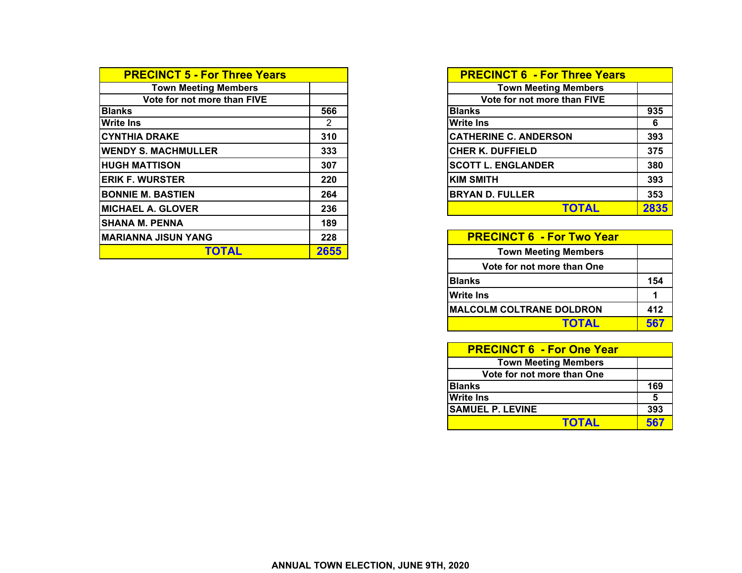| PRECINCT 5 - For Three Years | |
|---|---|
| Town Meeting Members | |
| Vote for not more than FIVE | |
| Blanks | 566 |
| Write Ins | 2 |
| CYNTHIA DRAKE | 310 |
| WENDY S. MACHMULLER | 333 |
| HUGH MATTISON | 307 |
| ERIK F. WURSTER | 220 |
| BONNIE M. BASTIEN | 264 |
| MICHAEL A. GLOVER | 236 |
| SHANA M. PENNA | 189 |
| MARIANNA JISUN YANG | 228 |
| TOTAL | 2655 |

| PRECINCT 6 - For Three Years | |
|---|---|
| Town Meeting Members | |
| Vote for not more than FIVE | |
| Blanks | 935 |
| Write Ins | 6 |
| CATHERINE C. ANDERSON | 393 |
| CHER K. DUFFIELD | 375 |
| SCOTT L. ENGLANDER | 380 |
| KIM SMITH | 393 |
| BRYAN D. FULLER | 353 |
| TOTAL | 2835 |

| PRECINCT 6 - For Two Year | |
|---|---|
| Town Meeting Members | |
| Vote for not more than One | |
| Blanks | 154 |
| Write Ins | 1 |
| MALCOLM COLTRANE DOLDRON | 412 |
| TOTAL | 567 |

| PRECINCT 6 - For One Year | |
|---|---|
| Town Meeting Members | |
| Vote for not more than One | |
| Blanks | 169 |
| Write Ins | 5 |
| SAMUEL P. LEVINE | 393 |
| TOTAL | 567 |

ANNUAL TOWN ELECTION, JUNE 9TH, 2020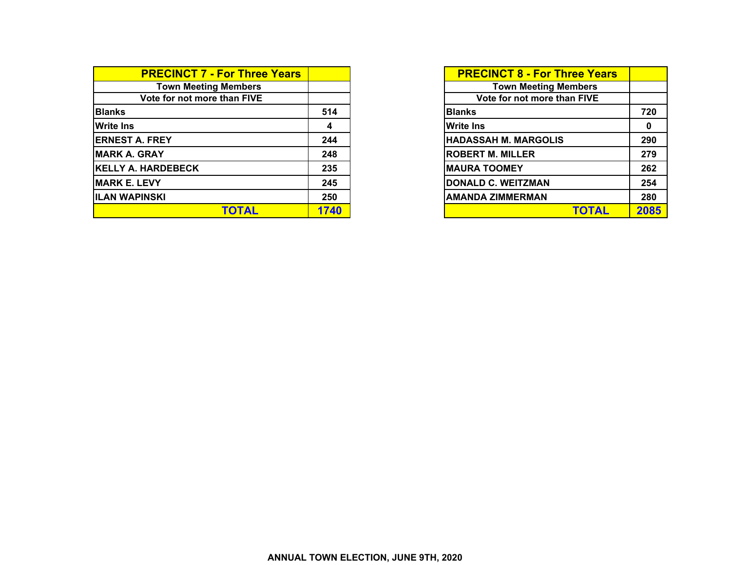| PRECINCT 7 - For Three Years | |
| --- | --- |
| Town Meeting Members | |
| Vote for not more than FIVE | |
| Blanks | 514 |
| Write Ins | 4 |
| ERNEST A. FREY | 244 |
| MARK A. GRAY | 248 |
| KELLY A. HARDEBECK | 235 |
| MARK E. LEVY | 245 |
| ILAN WAPINSKI | 250 |
| TOTAL | 1740 |

| PRECINCT 8 - For Three Years | |
| --- | --- |
| Town Meeting Members | |
| Vote for not more than FIVE | |
| Blanks | 720 |
| Write Ins | 0 |
| HADASSAH M. MARGOLIS | 290 |
| ROBERT M. MILLER | 279 |
| MAURA TOOMEY | 262 |
| DONALD C. WEITZMAN | 254 |
| AMANDA ZIMMERMAN | 280 |
| TOTAL | 2085 |

ANNUAL TOWN ELECTION, JUNE 9TH, 2020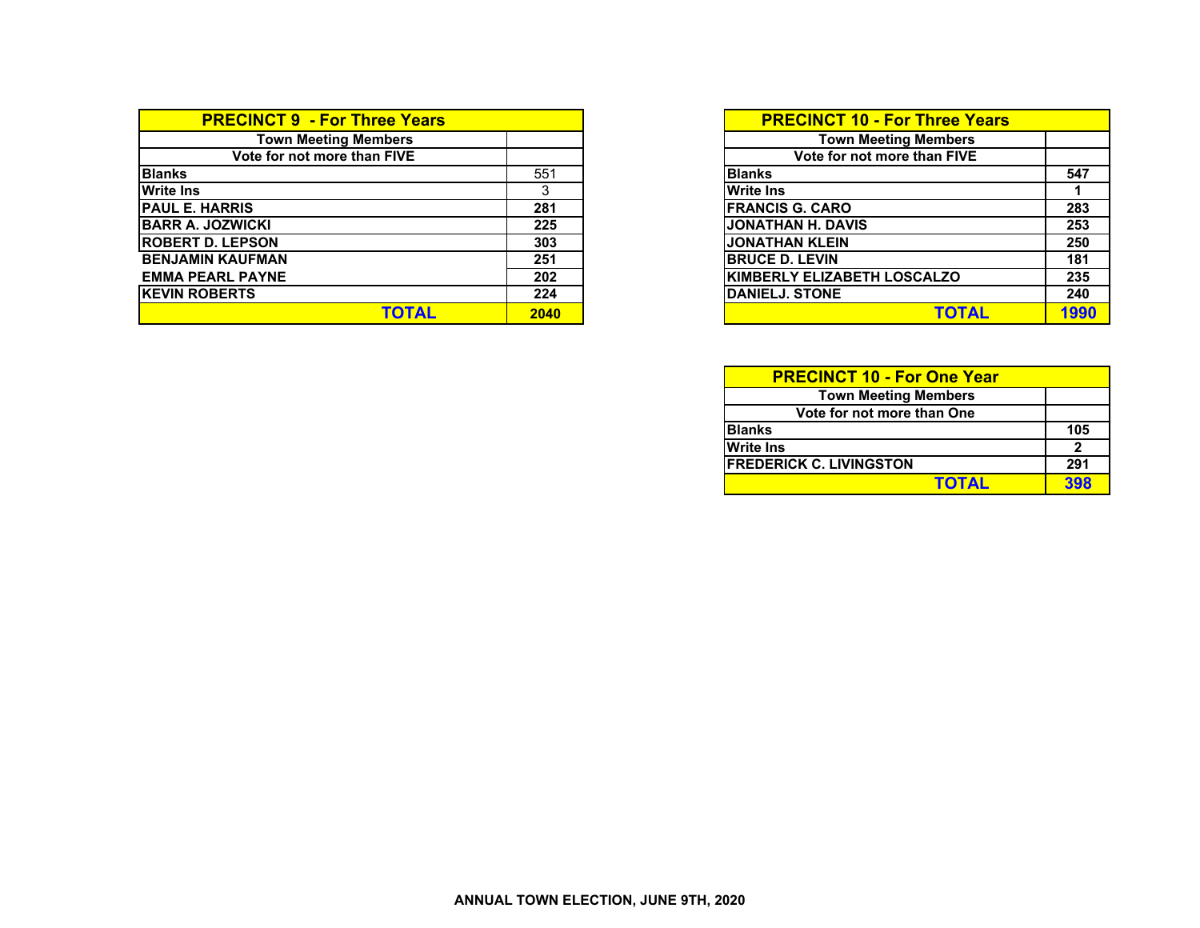| PRECINCT 9 - For Three Years | |
|---|---|
| Town Meeting Members | |
| Vote for not more than FIVE | |
| Blanks | 551 |
| Write Ins | 3 |
| PAUL E. HARRIS | 281 |
| BARR A. JOZWICKI | 225 |
| ROBERT D. LEPSON | 303 |
| BENJAMIN KAUFMAN | 251 |
| EMMA PEARL PAYNE | 202 |
| KEVIN ROBERTS | 224 |
| TOTAL | 2040 |

| PRECINCT 10 - For Three Years | |
|---|---|
| Town Meeting Members | |
| Vote for not more than FIVE | |
| Blanks | 547 |
| Write Ins | 1 |
| FRANCIS G. CARO | 283 |
| JONATHAN H. DAVIS | 253 |
| JONATHAN KLEIN | 250 |
| BRUCE D. LEVIN | 181 |
| KIMBERLY ELIZABETH LOSCALZO | 235 |
| DANIELJ. STONE | 240 |
| TOTAL | 1990 |

| PRECINCT 10 - For One Year | |
|---|---|
| Town Meeting Members | |
| Vote for not more than One | |
| Blanks | 105 |
| Write Ins | 2 |
| FREDERICK C. LIVINGSTON | 291 |
| TOTAL | 398 |

ANNUAL TOWN ELECTION, JUNE 9TH, 2020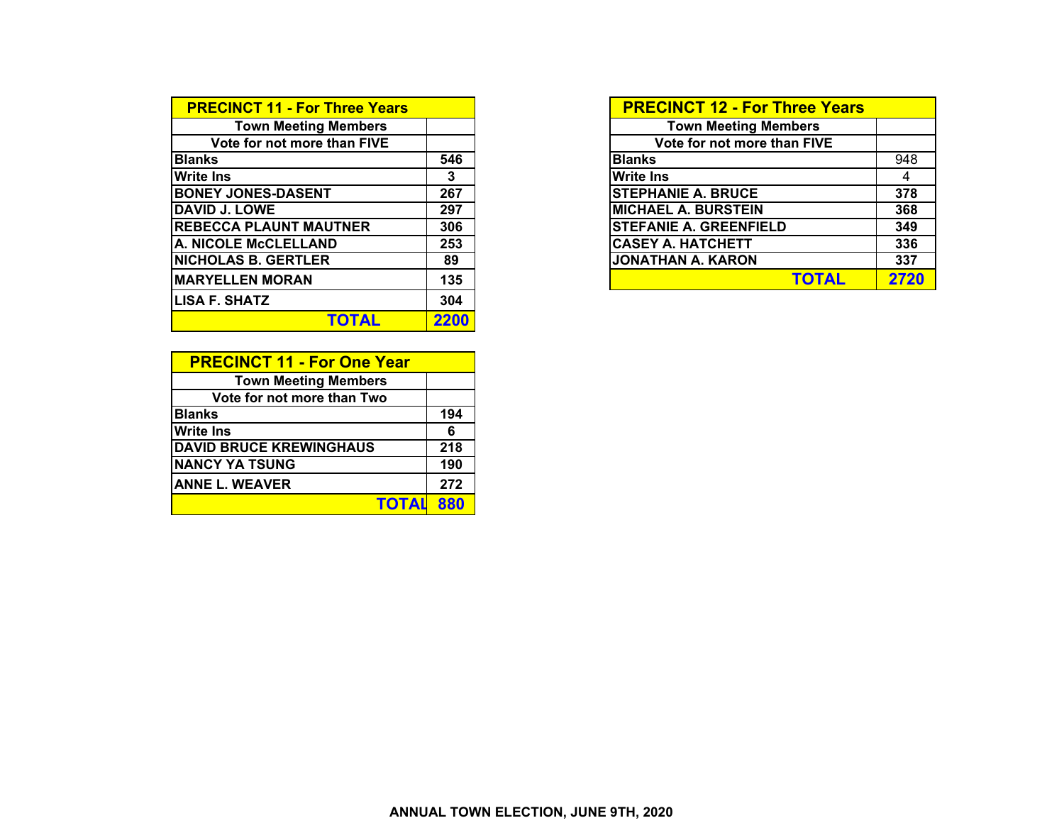| PRECINCT 11 - For Three Years | |
|---|---|
| Town Meeting Members | |
| Vote for not more than FIVE | |
| Blanks | 546 |
| Write Ins | 3 |
| BONEY JONES-DASENT | 267 |
| DAVID J. LOWE | 297 |
| REBECCA PLAUNT MAUTNER | 306 |
| A. NICOLE McCLELLAND | 253 |
| NICHOLAS B. GERTLER | 89 |
| MARYELLEN MORAN | 135 |
| LISA F. SHATZ | 304 |
| TOTAL | 2200 |

| PRECINCT 11 - For One Year | |
|---|---|
| Town Meeting Members | |
| Vote for not more than Two | |
| Blanks | 194 |
| Write Ins | 6 |
| DAVID BRUCE KREWINGHAUS | 218 |
| NANCY YA TSUNG | 190 |
| ANNE L. WEAVER | 272 |
| TOTAL | 880 |

| PRECINCT 12 - For Three Years | |
|---|---|
| Town Meeting Members | |
| Vote for not more than FIVE | |
| Blanks | 948 |
| Write Ins | 4 |
| STEPHANIE A. BRUCE | 378 |
| MICHAEL A. BURSTEIN | 368 |
| STEFANIE A. GREENFIELD | 349 |
| CASEY A. HATCHETT | 336 |
| JONATHAN A. KARON | 337 |
| TOTAL | 2720 |

ANNUAL TOWN ELECTION, JUNE 9TH, 2020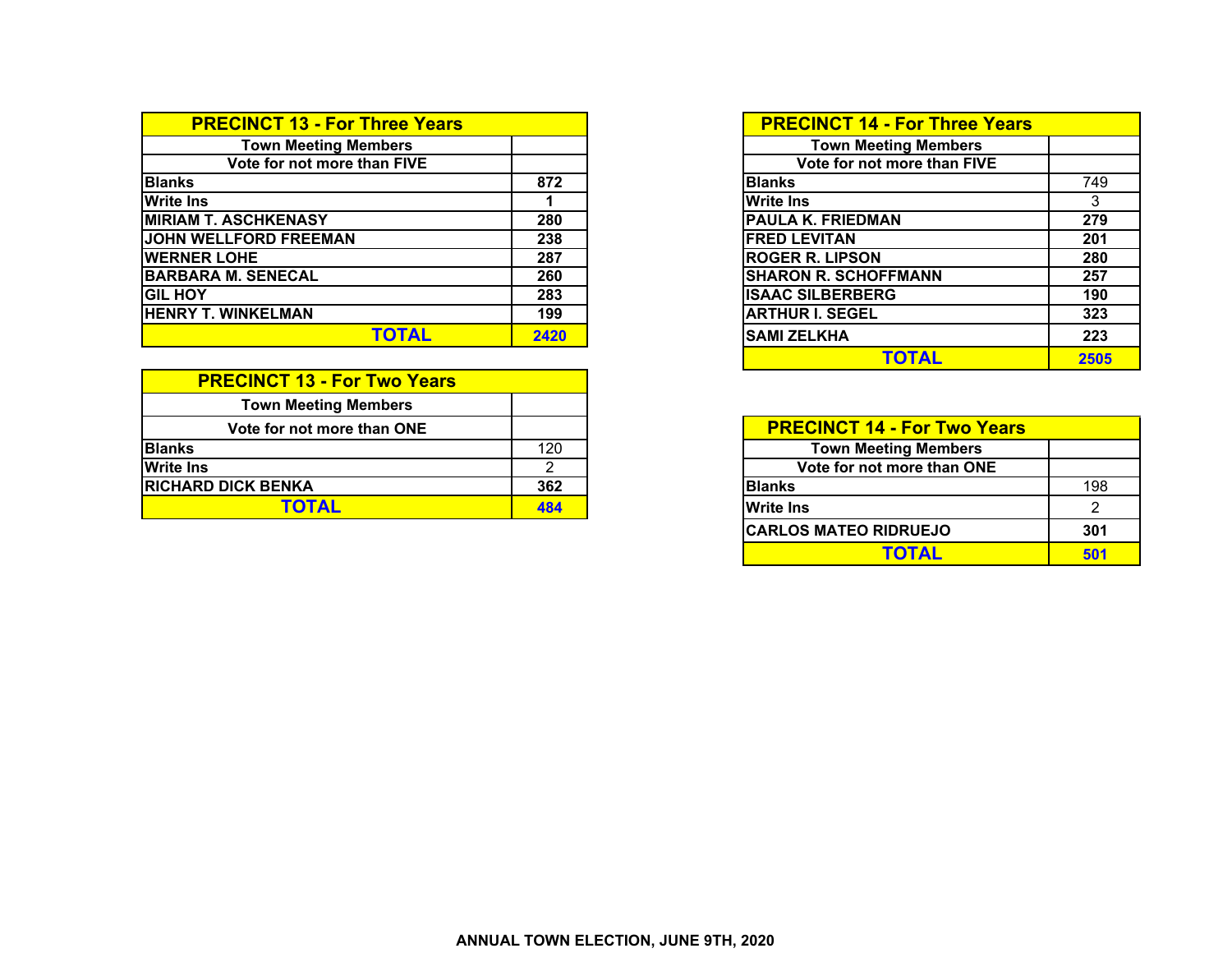| PRECINCT 13 - For Three Years | |
|---|---|
| Town Meeting Members | |
| Vote for not more than FIVE | |
| Blanks | 872 |
| Write Ins | 1 |
| MIRIAM T. ASCHKENASY | 280 |
| JOHN WELLFORD FREEMAN | 238 |
| WERNER LOHE | 287 |
| BARBARA M. SENECAL | 260 |
| GIL HOY | 283 |
| HENRY T. WINKELMAN | 199 |
| TOTAL | 2420 |

| PRECINCT 13 - For Two Years | |
|---|---|
| Town Meeting Members | |
| Vote for not more than ONE | |
| Blanks | 120 |
| Write Ins | 2 |
| RICHARD DICK BENKA | 362 |
| TOTAL | 484 |

| PRECINCT 14 - For Three Years | |
|---|---|
| Town Meeting Members | |
| Vote for not more than FIVE | |
| Blanks | 749 |
| Write Ins | 3 |
| PAULA K. FRIEDMAN | 279 |
| FRED LEVITAN | 201 |
| ROGER R. LIPSON | 280 |
| SHARON R. SCHOFFMANN | 257 |
| ISAAC SILBERBERG | 190 |
| ARTHUR I. SEGEL | 323 |
| SAMI ZELKHA | 223 |
| TOTAL | 2505 |

| PRECINCT 14 - For Two Years | |
|---|---|
| Town Meeting Members | |
| Vote for not more than ONE | |
| Blanks | 198 |
| Write Ins | 2 |
| CARLOS MATEO RIDRUEJO | 301 |
| TOTAL | 501 |

**ANNUAL TOWN ELECTION, JUNE 9TH, 2020**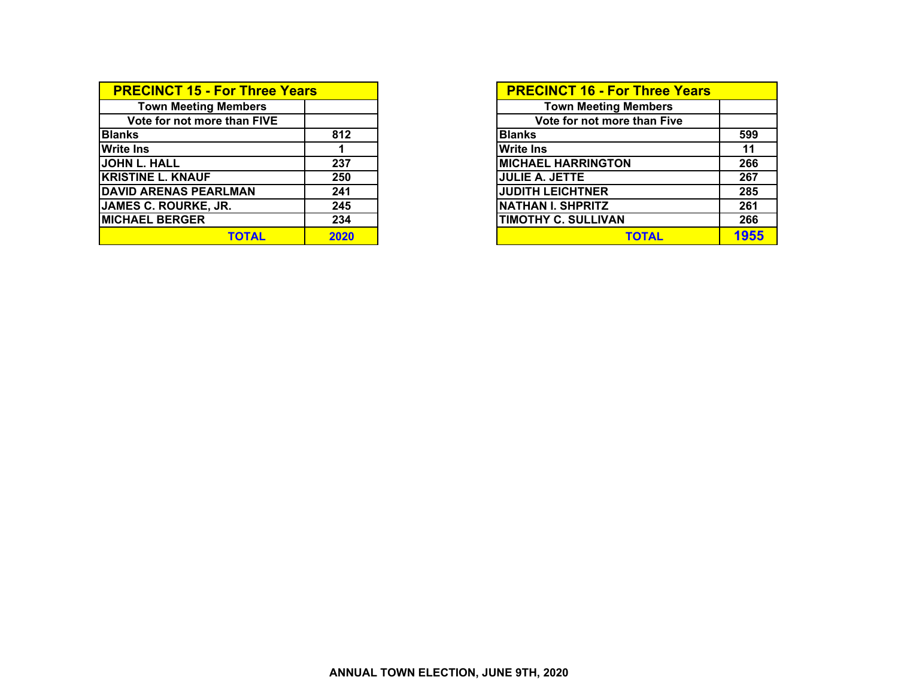| PRECINCT 15 - For Three Years | |
|---|---|
| Town Meeting Members | |
| Vote for not more than FIVE | |
| Blanks | 812 |
| Write Ins | 1 |
| JOHN L. HALL | 237 |
| KRISTINE L. KNAUF | 250 |
| DAVID ARENAS PEARLMAN | 241 |
| JAMES C. ROURKE, JR. | 245 |
| MICHAEL BERGER | 234 |
| TOTAL | 2020 |

| PRECINCT 16 - For Three Years | |
|---|---|
| Town Meeting Members | |
| Vote for not more than Five | |
| Blanks | 599 |
| Write Ins | 11 |
| MICHAEL HARRINGTON | 266 |
| JULIE A. JETTE | 267 |
| JUDITH LEICHTNER | 285 |
| NATHAN I. SHPRITZ | 261 |
| TIMOTHY C. SULLIVAN | 266 |
| TOTAL | 1955 |

**ANNUAL TOWN ELECTION, JUNE 9TH, 2020**